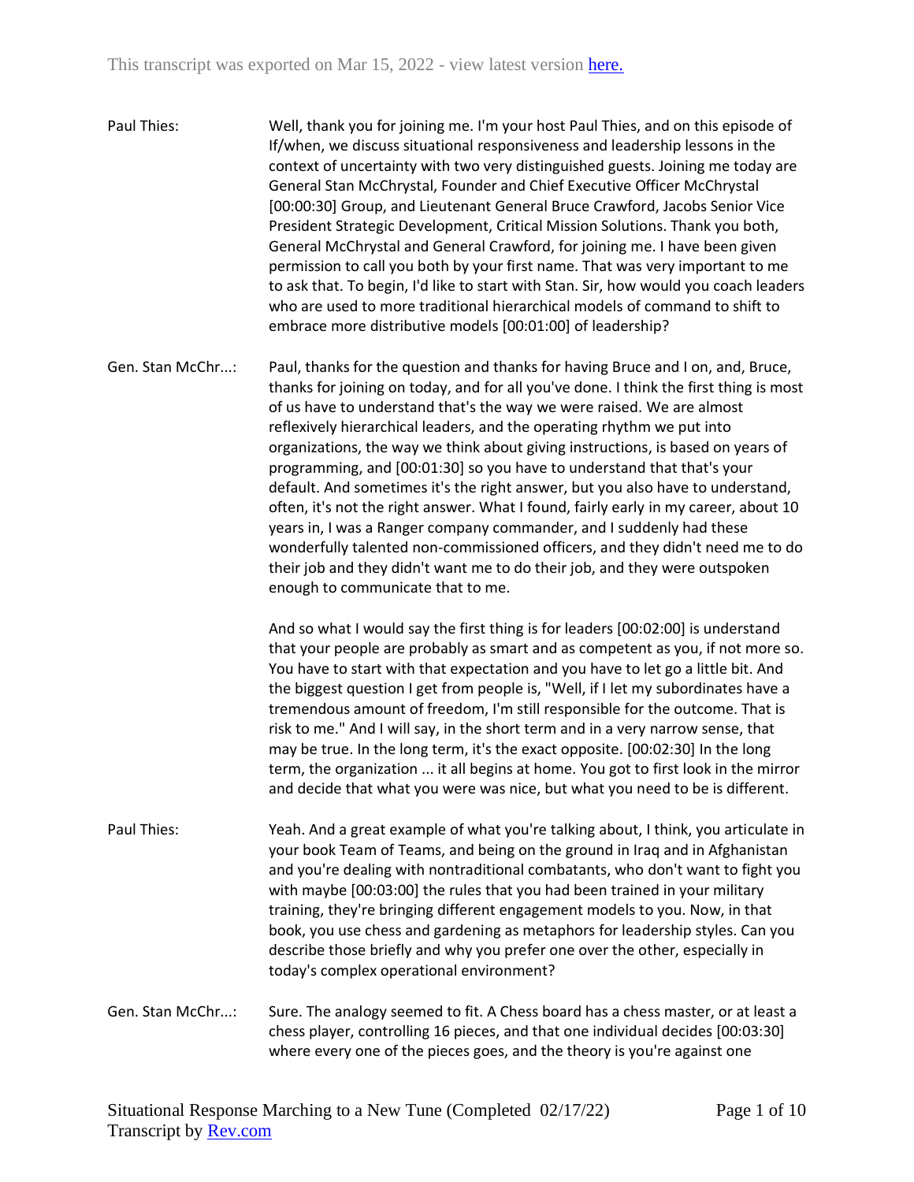Paul Thies: Well, thank you for joining me. I'm your host Paul Thies, and on this episode of If/when, we discuss situational responsiveness and leadership lessons in the context of uncertainty with two very distinguished guests. Joining me today are General Stan McChrystal, Founder and Chief Executive Officer McChrystal [00:00:30] Group, and Lieutenant General Bruce Crawford, Jacobs Senior Vice President Strategic Development, Critical Mission Solutions. Thank you both, General McChrystal and General Crawford, for joining me. I have been given permission to call you both by your first name. That was very important to me to ask that. To begin, I'd like to start with Stan. Sir, how would you coach leaders who are used to more traditional hierarchical models of command to shift to embrace more distributive models [00:01:00] of leadership?

Gen. Stan McChr...: Paul, thanks for the question and thanks for having Bruce and I on, and, Bruce, thanks for joining on today, and for all you've done. I think the first thing is most of us have to understand that's the way we were raised. We are almost reflexively hierarchical leaders, and the operating rhythm we put into organizations, the way we think about giving instructions, is based on years of programming, and [00:01:30] so you have to understand that that's your default. And sometimes it's the right answer, but you also have to understand, often, it's not the right answer. What I found, fairly early in my career, about 10 years in, I was a Ranger company commander, and I suddenly had these wonderfully talented non-commissioned officers, and they didn't need me to do their job and they didn't want me to do their job, and they were outspoken enough to communicate that to me.

And so what I would say the first thing is for leaders [00:02:00] is understand that your people are probably as smart and as competent as you, if not more so. You have to start with that expectation and you have to let go a little bit. And the biggest question I get from people is, "Well, if I let my subordinates have a tremendous amount of freedom, I'm still responsible for the outcome. That is risk to me." And I will say, in the short term and in a very narrow sense, that may be true. In the long term, it's the exact opposite. [00:02:30] In the long term, the organization ... it all begins at home. You got to first look in the mirror and decide that what you were was nice, but what you need to be is different.

Paul Thies: Yeah. And a great example of what you're talking about, I think, you articulate in your book Team of Teams, and being on the ground in Iraq and in Afghanistan and you're dealing with nontraditional combatants, who don't want to fight you with maybe [00:03:00] the rules that you had been trained in your military training, they're bringing different engagement models to you. Now, in that book, you use chess and gardening as metaphors for leadership styles. Can you describe those briefly and why you prefer one over the other, especially in today's complex operational environment?

Gen. Stan McChr...: Sure. The analogy seemed to fit. A Chess board has a chess master, or at least a chess player, controlling 16 pieces, and that one individual decides [00:03:30] where every one of the pieces goes, and the theory is you're against one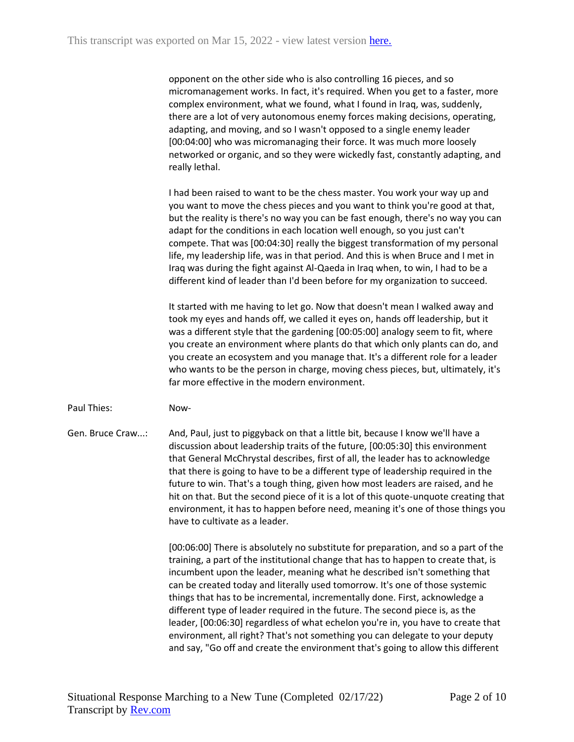opponent on the other side who is also controlling 16 pieces, and so micromanagement works. In fact, it's required. When you get to a faster, more complex environment, what we found, what I found in Iraq, was, suddenly, there are a lot of very autonomous enemy forces making decisions, operating, adapting, and moving, and so I wasn't opposed to a single enemy leader [00:04:00] who was micromanaging their force. It was much more loosely networked or organic, and so they were wickedly fast, constantly adapting, and really lethal.

I had been raised to want to be the chess master. You work your way up and you want to move the chess pieces and you want to think you're good at that, but the reality is there's no way you can be fast enough, there's no way you can adapt for the conditions in each location well enough, so you just can't compete. That was [00:04:30] really the biggest transformation of my personal life, my leadership life, was in that period. And this is when Bruce and I met in Iraq was during the fight against Al-Qaeda in Iraq when, to win, I had to be a different kind of leader than I'd been before for my organization to succeed.

It started with me having to let go. Now that doesn't mean I walked away and took my eyes and hands off, we called it eyes on, hands off leadership, but it was a different style that the gardening [00:05:00] analogy seem to fit, where you create an environment where plants do that which only plants can do, and you create an ecosystem and you manage that. It's a different role for a leader who wants to be the person in charge, moving chess pieces, but, ultimately, it's far more effective in the modern environment.

Paul Thies: Now-

Gen. Bruce Craw...: And, Paul, just to piggyback on that a little bit, because I know we'll have a discussion about leadership traits of the future, [00:05:30] this environment that General McChrystal describes, first of all, the leader has to acknowledge that there is going to have to be a different type of leadership required in the future to win. That's a tough thing, given how most leaders are raised, and he hit on that. But the second piece of it is a lot of this quote-unquote creating that environment, it has to happen before need, meaning it's one of those things you have to cultivate as a leader.

[00:06:00] There is absolutely no substitute for preparation, and so a part of the training, a part of the institutional change that has to happen to create that, is incumbent upon the leader, meaning what he described isn't something that can be created today and literally used tomorrow. It's one of those systemic things that has to be incremental, incrementally done. First, acknowledge a different type of leader required in the future. The second piece is, as the leader, [00:06:30] regardless of what echelon you're in, you have to create that environment, all right? That's not something you can delegate to your deputy and say, "Go off and create the environment that's going to allow this different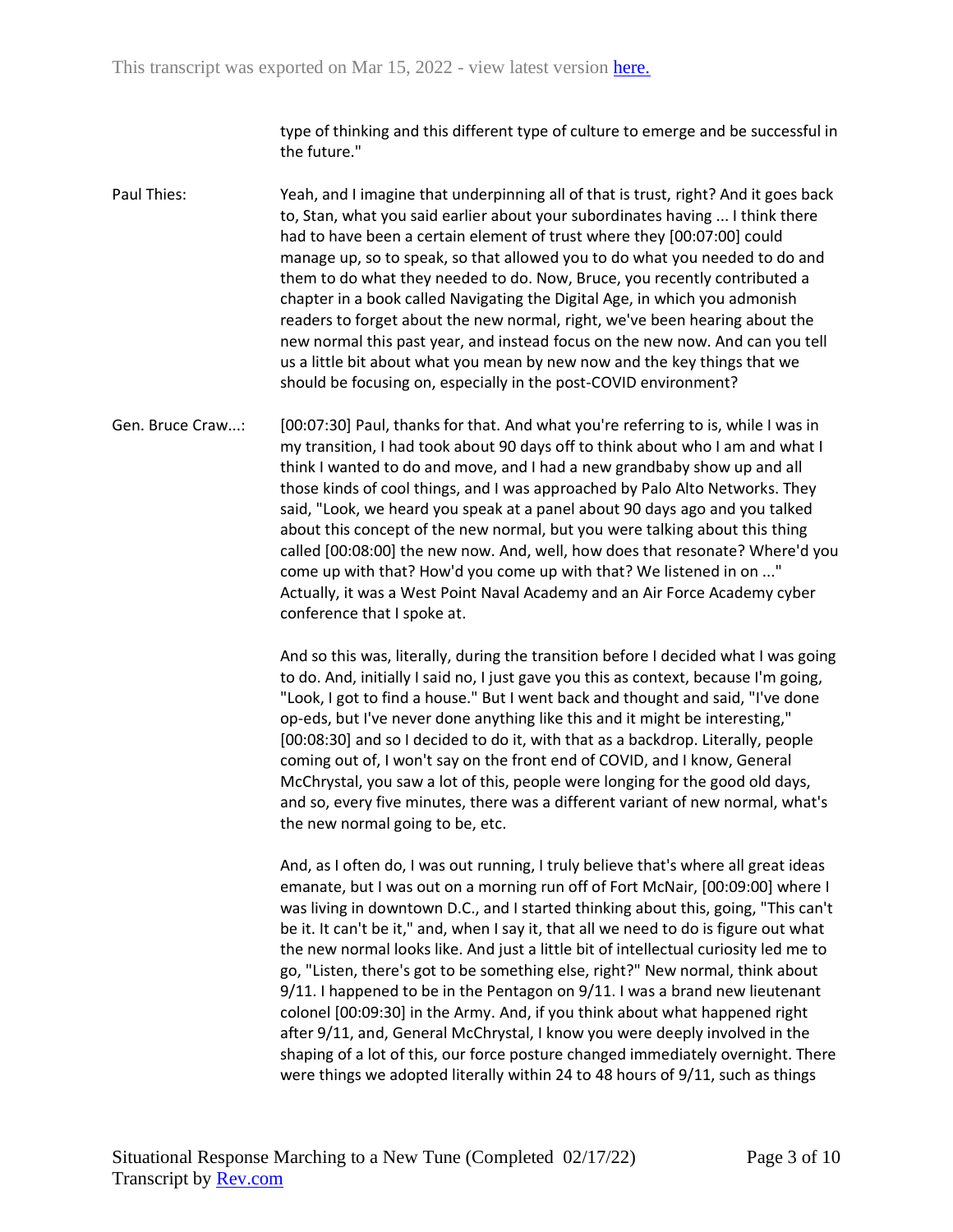type of thinking and this different type of culture to emerge and be successful in the future."

Paul Thies: Yeah, and I imagine that underpinning all of that is trust, right? And it goes back to, Stan, what you said earlier about your subordinates having ... I think there had to have been a certain element of trust where they [00:07:00] could manage up, so to speak, so that allowed you to do what you needed to do and them to do what they needed to do. Now, Bruce, you recently contributed a chapter in a book called Navigating the Digital Age, in which you admonish readers to forget about the new normal, right, we've been hearing about the new normal this past year, and instead focus on the new now. And can you tell us a little bit about what you mean by new now and the key things that we should be focusing on, especially in the post-COVID environment?

Gen. Bruce Craw...: [00:07:30] Paul, thanks for that. And what you're referring to is, while I was in my transition, I had took about 90 days off to think about who I am and what I think I wanted to do and move, and I had a new grandbaby show up and all those kinds of cool things, and I was approached by Palo Alto Networks. They said, "Look, we heard you speak at a panel about 90 days ago and you talked about this concept of the new normal, but you were talking about this thing called [00:08:00] the new now. And, well, how does that resonate? Where'd you come up with that? How'd you come up with that? We listened in on ..." Actually, it was a West Point Naval Academy and an Air Force Academy cyber conference that I spoke at.

And so this was, literally, during the transition before I decided what I was going to do. And, initially I said no, I just gave you this as context, because I'm going, "Look, I got to find a house." But I went back and thought and said, "I've done op-eds, but I've never done anything like this and it might be interesting," [00:08:30] and so I decided to do it, with that as a backdrop. Literally, people coming out of, I won't say on the front end of COVID, and I know, General McChrystal, you saw a lot of this, people were longing for the good old days, and so, every five minutes, there was a different variant of new normal, what's the new normal going to be, etc.

And, as I often do, I was out running, I truly believe that's where all great ideas emanate, but I was out on a morning run off of Fort McNair, [00:09:00] where I was living in downtown D.C., and I started thinking about this, going, "This can't be it. It can't be it," and, when I say it, that all we need to do is figure out what the new normal looks like. And just a little bit of intellectual curiosity led me to go, "Listen, there's got to be something else, right?" New normal, think about 9/11. I happened to be in the Pentagon on 9/11. I was a brand new lieutenant colonel [00:09:30] in the Army. And, if you think about what happened right after 9/11, and, General McChrystal, I know you were deeply involved in the shaping of a lot of this, our force posture changed immediately overnight. There were things we adopted literally within 24 to 48 hours of 9/11, such as things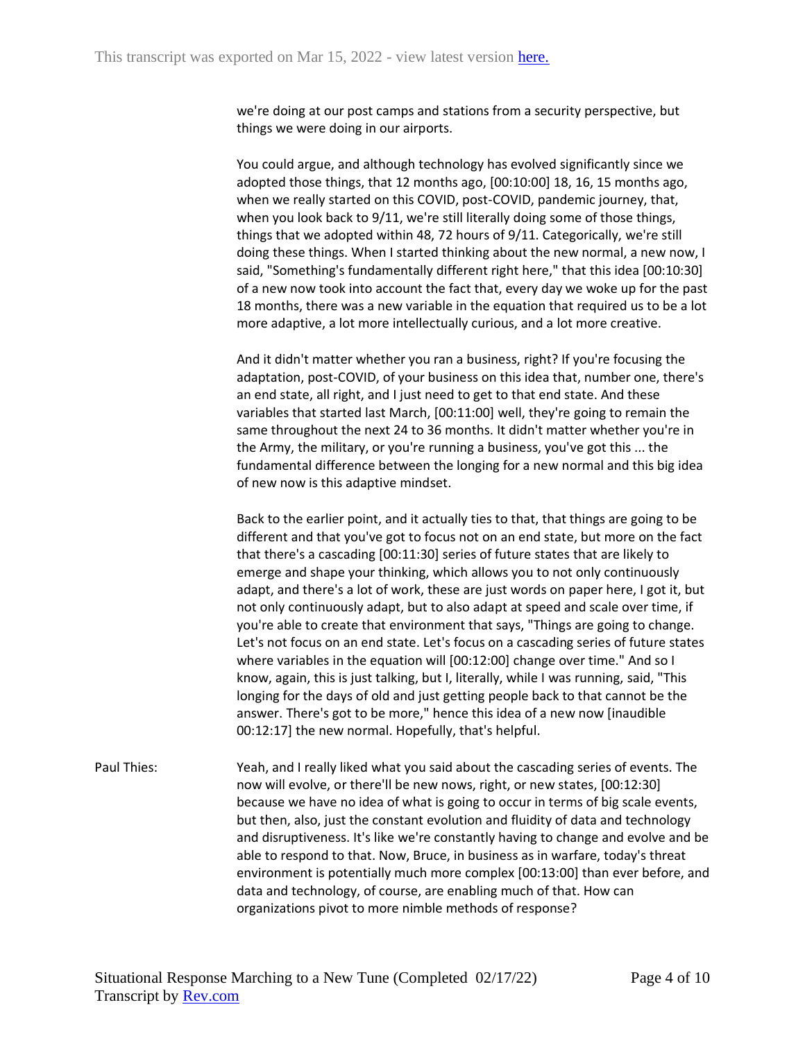we're doing at our post camps and stations from a security perspective, but things we were doing in our airports.

You could argue, and although technology has evolved significantly since we adopted those things, that 12 months ago, [00:10:00] 18, 16, 15 months ago, when we really started on this COVID, post-COVID, pandemic journey, that, when you look back to 9/11, we're still literally doing some of those things, things that we adopted within 48, 72 hours of 9/11. Categorically, we're still doing these things. When I started thinking about the new normal, a new now, I said, "Something's fundamentally different right here," that this idea [00:10:30] of a new now took into account the fact that, every day we woke up for the past 18 months, there was a new variable in the equation that required us to be a lot more adaptive, a lot more intellectually curious, and a lot more creative.

And it didn't matter whether you ran a business, right? If you're focusing the adaptation, post-COVID, of your business on this idea that, number one, there's an end state, all right, and I just need to get to that end state. And these variables that started last March, [00:11:00] well, they're going to remain the same throughout the next 24 to 36 months. It didn't matter whether you're in the Army, the military, or you're running a business, you've got this ... the fundamental difference between the longing for a new normal and this big idea of new now is this adaptive mindset.

Back to the earlier point, and it actually ties to that, that things are going to be different and that you've got to focus not on an end state, but more on the fact that there's a cascading [00:11:30] series of future states that are likely to emerge and shape your thinking, which allows you to not only continuously adapt, and there's a lot of work, these are just words on paper here, I got it, but not only continuously adapt, but to also adapt at speed and scale over time, if you're able to create that environment that says, "Things are going to change. Let's not focus on an end state. Let's focus on a cascading series of future states where variables in the equation will [00:12:00] change over time." And so I know, again, this is just talking, but I, literally, while I was running, said, "This longing for the days of old and just getting people back to that cannot be the answer. There's got to be more," hence this idea of a new now [inaudible 00:12:17] the new normal. Hopefully, that's helpful.

Paul Thies: Yeah, and I really liked what you said about the cascading series of events. The now will evolve, or there'll be new nows, right, or new states, [00:12:30] because we have no idea of what is going to occur in terms of big scale events, but then, also, just the constant evolution and fluidity of data and technology and disruptiveness. It's like we're constantly having to change and evolve and be able to respond to that. Now, Bruce, in business as in warfare, today's threat environment is potentially much more complex [00:13:00] than ever before, and data and technology, of course, are enabling much of that. How can organizations pivot to more nimble methods of response?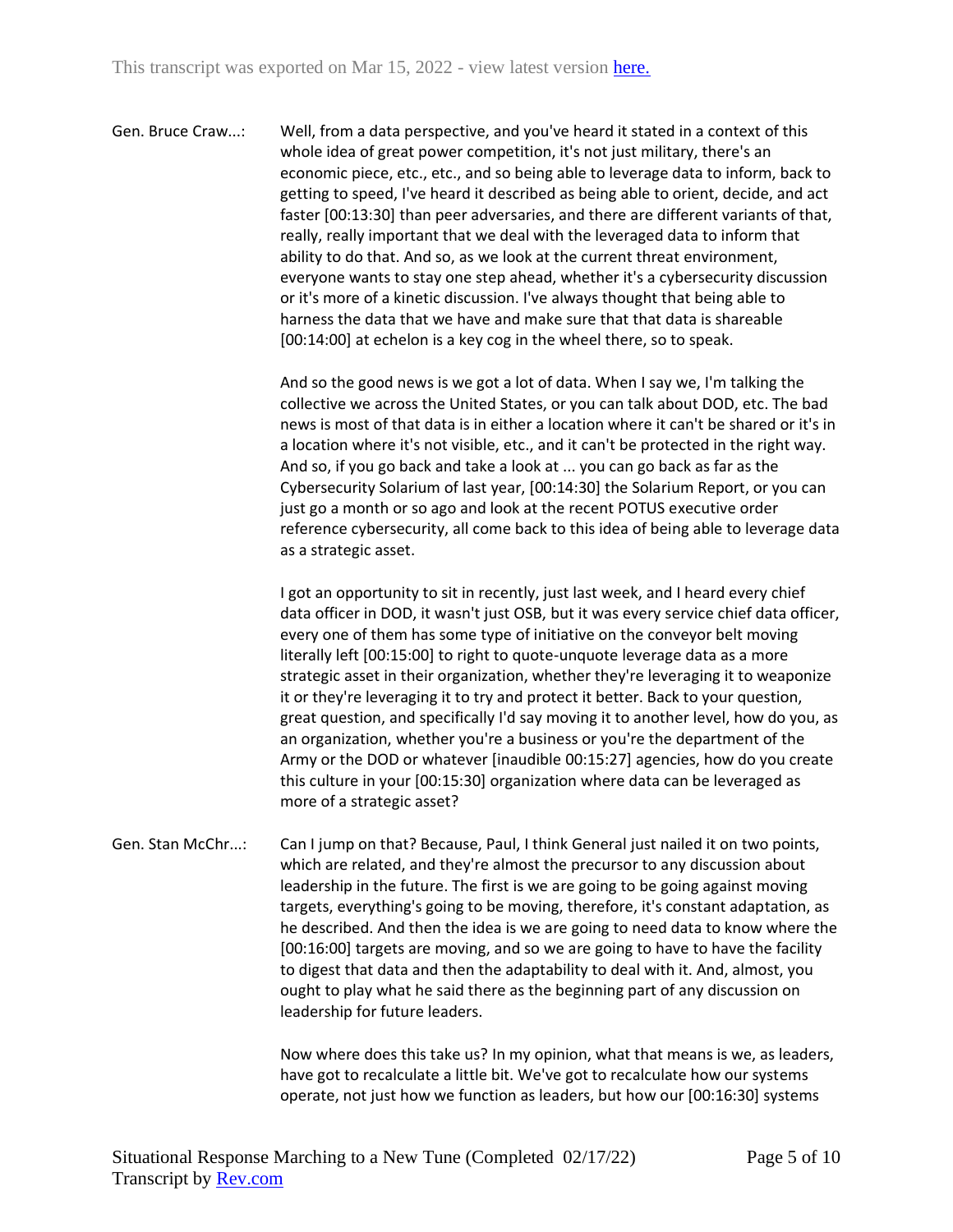Gen. Bruce Craw...: Well, from a data perspective, and you've heard it stated in a context of this whole idea of great power competition, it's not just military, there's an economic piece, etc., etc., and so being able to leverage data to inform, back to getting to speed, I've heard it described as being able to orient, decide, and act faster [00:13:30] than peer adversaries, and there are different variants of that, really, really important that we deal with the leveraged data to inform that ability to do that. And so, as we look at the current threat environment, everyone wants to stay one step ahead, whether it's a cybersecurity discussion or it's more of a kinetic discussion. I've always thought that being able to harness the data that we have and make sure that that data is shareable [00:14:00] at echelon is a key cog in the wheel there, so to speak.

And so the good news is we got a lot of data. When I say we, I'm talking the collective we across the United States, or you can talk about DOD, etc. The bad news is most of that data is in either a location where it can't be shared or it's in a location where it's not visible, etc., and it can't be protected in the right way. And so, if you go back and take a look at ... you can go back as far as the Cybersecurity Solarium of last year, [00:14:30] the Solarium Report, or you can just go a month or so ago and look at the recent POTUS executive order reference cybersecurity, all come back to this idea of being able to leverage data as a strategic asset.

I got an opportunity to sit in recently, just last week, and I heard every chief data officer in DOD, it wasn't just OSB, but it was every service chief data officer, every one of them has some type of initiative on the conveyor belt moving literally left [00:15:00] to right to quote-unquote leverage data as a more strategic asset in their organization, whether they're leveraging it to weaponize it or they're leveraging it to try and protect it better. Back to your question, great question, and specifically I'd say moving it to another level, how do you, as an organization, whether you're a business or you're the department of the Army or the DOD or whatever [inaudible 00:15:27] agencies, how do you create this culture in your [00:15:30] organization where data can be leveraged as more of a strategic asset?

Gen. Stan McChr...: Can I jump on that? Because, Paul, I think General just nailed it on two points, which are related, and they're almost the precursor to any discussion about leadership in the future. The first is we are going to be going against moving targets, everything's going to be moving, therefore, it's constant adaptation, as he described. And then the idea is we are going to need data to know where the [00:16:00] targets are moving, and so we are going to have to have the facility to digest that data and then the adaptability to deal with it. And, almost, you ought to play what he said there as the beginning part of any discussion on leadership for future leaders.

Now where does this take us? In my opinion, what that means is we, as leaders, have got to recalculate a little bit. We've got to recalculate how our systems operate, not just how we function as leaders, but how our [00:16:30] systems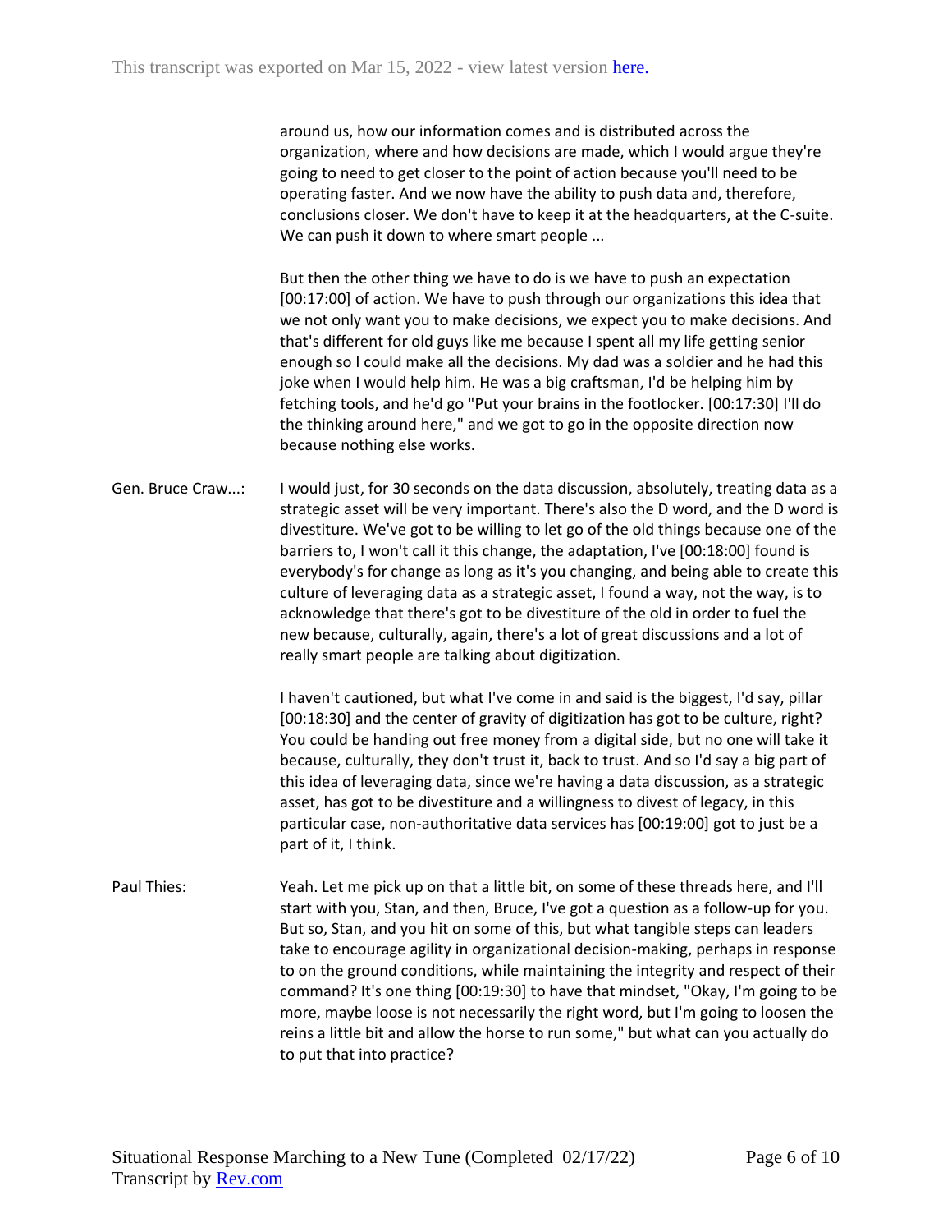around us, how our information comes and is distributed across the organization, where and how decisions are made, which I would argue they're going to need to get closer to the point of action because you'll need to be operating faster. And we now have the ability to push data and, therefore, conclusions closer. We don't have to keep it at the headquarters, at the C-suite. We can push it down to where smart people ...

But then the other thing we have to do is we have to push an expectation [00:17:00] of action. We have to push through our organizations this idea that we not only want you to make decisions, we expect you to make decisions. And that's different for old guys like me because I spent all my life getting senior enough so I could make all the decisions. My dad was a soldier and he had this joke when I would help him. He was a big craftsman, I'd be helping him by fetching tools, and he'd go "Put your brains in the footlocker. [00:17:30] I'll do the thinking around here," and we got to go in the opposite direction now because nothing else works.

Gen. Bruce Craw...: I would just, for 30 seconds on the data discussion, absolutely, treating data as a strategic asset will be very important. There's also the D word, and the D word is divestiture. We've got to be willing to let go of the old things because one of the barriers to, I won't call it this change, the adaptation, I've [00:18:00] found is everybody's for change as long as it's you changing, and being able to create this culture of leveraging data as a strategic asset, I found a way, not the way, is to acknowledge that there's got to be divestiture of the old in order to fuel the new because, culturally, again, there's a lot of great discussions and a lot of really smart people are talking about digitization.

I haven't cautioned, but what I've come in and said is the biggest, I'd say, pillar [00:18:30] and the center of gravity of digitization has got to be culture, right? You could be handing out free money from a digital side, but no one will take it because, culturally, they don't trust it, back to trust. And so I'd say a big part of this idea of leveraging data, since we're having a data discussion, as a strategic asset, has got to be divestiture and a willingness to divest of legacy, in this particular case, non-authoritative data services has [00:19:00] got to just be a part of it, I think.

Paul Thies: Yeah. Let me pick up on that a little bit, on some of these threads here, and I'll start with you, Stan, and then, Bruce, I've got a question as a follow-up for you. But so, Stan, and you hit on some of this, but what tangible steps can leaders take to encourage agility in organizational decision-making, perhaps in response to on the ground conditions, while maintaining the integrity and respect of their command? It's one thing [00:19:30] to have that mindset, "Okay, I'm going to be more, maybe loose is not necessarily the right word, but I'm going to loosen the reins a little bit and allow the horse to run some," but what can you actually do to put that into practice?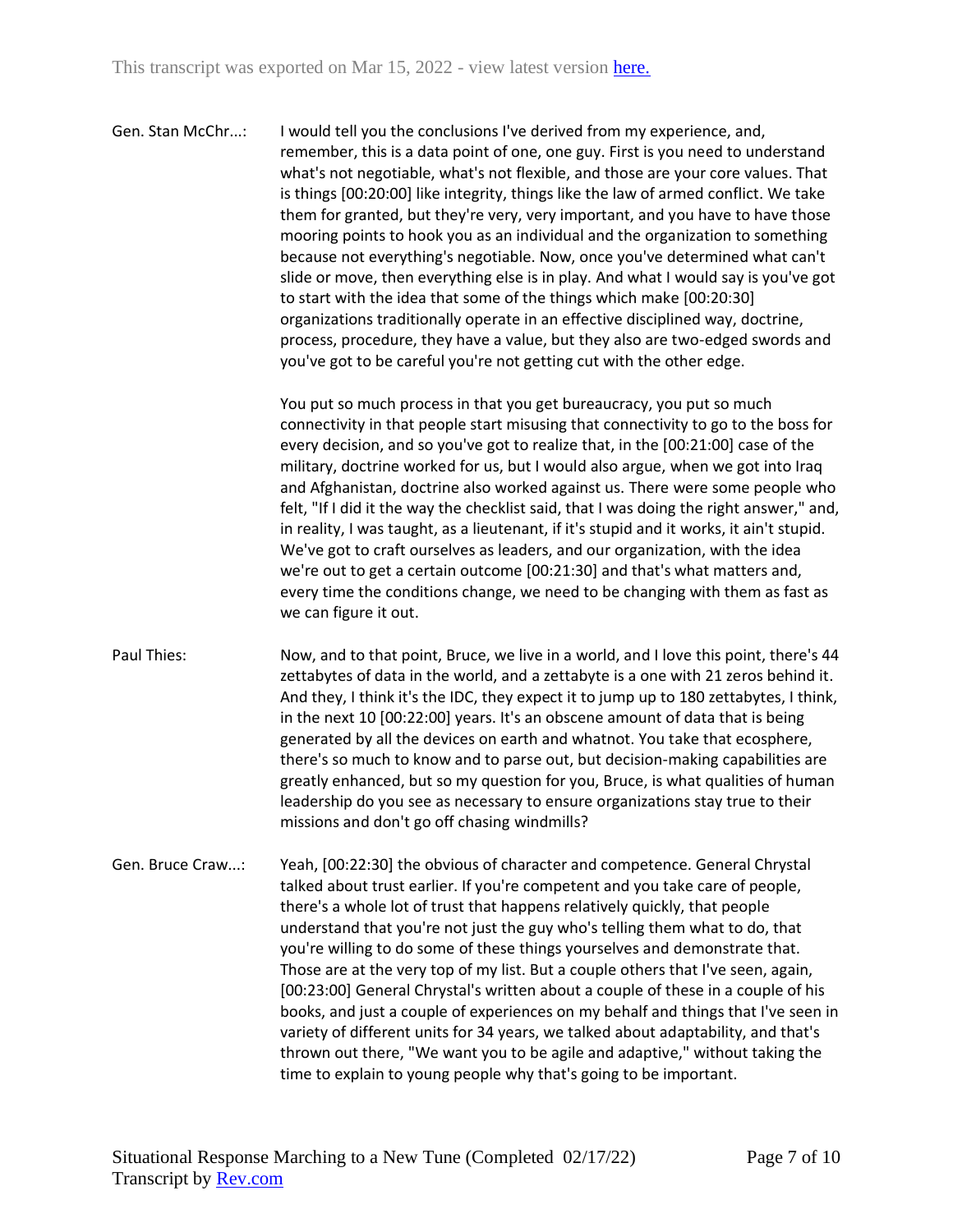Gen. Stan McChr...: I would tell you the conclusions I've derived from my experience, and, remember, this is a data point of one, one guy. First is you need to understand what's not negotiable, what's not flexible, and those are your core values. That is things [00:20:00] like integrity, things like the law of armed conflict. We take them for granted, but they're very, very important, and you have to have those mooring points to hook you as an individual and the organization to something because not everything's negotiable. Now, once you've determined what can't slide or move, then everything else is in play. And what I would say is you've got to start with the idea that some of the things which make [00:20:30] organizations traditionally operate in an effective disciplined way, doctrine, process, procedure, they have a value, but they also are two-edged swords and you've got to be careful you're not getting cut with the other edge.

You put so much process in that you get bureaucracy, you put so much connectivity in that people start misusing that connectivity to go to the boss for every decision, and so you've got to realize that, in the [00:21:00] case of the military, doctrine worked for us, but I would also argue, when we got into Iraq and Afghanistan, doctrine also worked against us. There were some people who felt, "If I did it the way the checklist said, that I was doing the right answer," and, in reality, I was taught, as a lieutenant, if it's stupid and it works, it ain't stupid. We've got to craft ourselves as leaders, and our organization, with the idea we're out to get a certain outcome [00:21:30] and that's what matters and, every time the conditions change, we need to be changing with them as fast as we can figure it out.

Paul Thies: Now, and to that point, Bruce, we live in a world, and I love this point, there's 44 zettabytes of data in the world, and a zettabyte is a one with 21 zeros behind it. And they, I think it's the IDC, they expect it to jump up to 180 zettabytes, I think, in the next 10 [00:22:00] years. It's an obscene amount of data that is being generated by all the devices on earth and whatnot. You take that ecosphere, there's so much to know and to parse out, but decision-making capabilities are greatly enhanced, but so my question for you, Bruce, is what qualities of human leadership do you see as necessary to ensure organizations stay true to their missions and don't go off chasing windmills?

Gen. Bruce Craw...: Yeah, [00:22:30] the obvious of character and competence. General Chrystal talked about trust earlier. If you're competent and you take care of people, there's a whole lot of trust that happens relatively quickly, that people understand that you're not just the guy who's telling them what to do, that you're willing to do some of these things yourselves and demonstrate that. Those are at the very top of my list. But a couple others that I've seen, again, [00:23:00] General Chrystal's written about a couple of these in a couple of his books, and just a couple of experiences on my behalf and things that I've seen in variety of different units for 34 years, we talked about adaptability, and that's thrown out there, "We want you to be agile and adaptive," without taking the time to explain to young people why that's going to be important.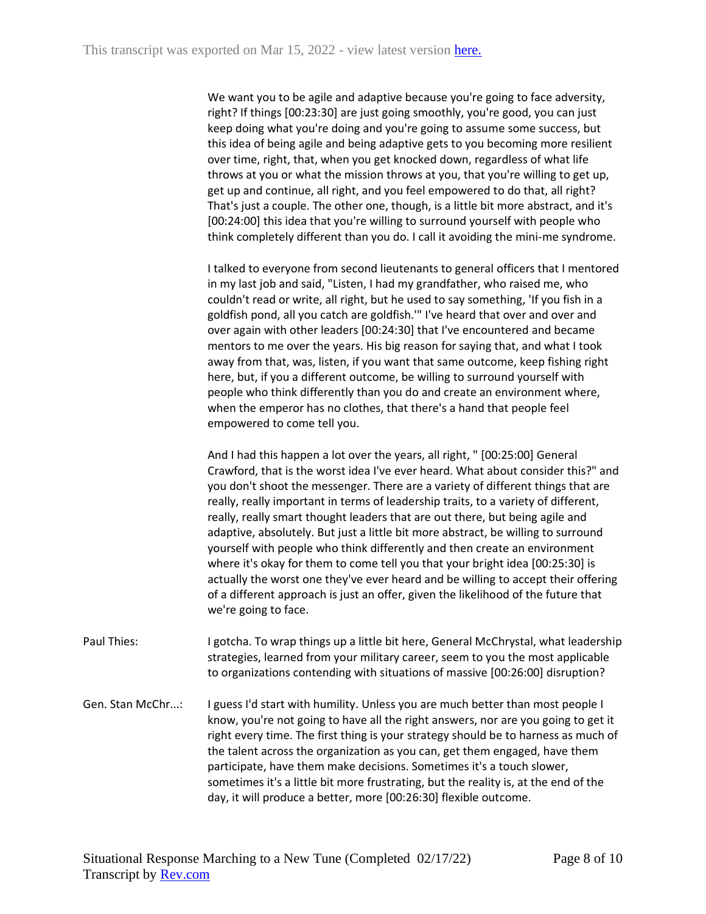We want you to be agile and adaptive because you're going to face adversity, right? If things [00:23:30] are just going smoothly, you're good, you can just keep doing what you're doing and you're going to assume some success, but this idea of being agile and being adaptive gets to you becoming more resilient over time, right, that, when you get knocked down, regardless of what life throws at you or what the mission throws at you, that you're willing to get up, get up and continue, all right, and you feel empowered to do that, all right? That's just a couple. The other one, though, is a little bit more abstract, and it's [00:24:00] this idea that you're willing to surround yourself with people who think completely different than you do. I call it avoiding the mini-me syndrome.

I talked to everyone from second lieutenants to general officers that I mentored in my last job and said, "Listen, I had my grandfather, who raised me, who couldn't read or write, all right, but he used to say something, 'If you fish in a goldfish pond, all you catch are goldfish.'" I've heard that over and over and over again with other leaders [00:24:30] that I've encountered and became mentors to me over the years. His big reason for saying that, and what I took away from that, was, listen, if you want that same outcome, keep fishing right here, but, if you a different outcome, be willing to surround yourself with people who think differently than you do and create an environment where, when the emperor has no clothes, that there's a hand that people feel empowered to come tell you.

And I had this happen a lot over the years, all right, " [00:25:00] General Crawford, that is the worst idea I've ever heard. What about consider this?" and you don't shoot the messenger. There are a variety of different things that are really, really important in terms of leadership traits, to a variety of different, really, really smart thought leaders that are out there, but being agile and adaptive, absolutely. But just a little bit more abstract, be willing to surround yourself with people who think differently and then create an environment where it's okay for them to come tell you that your bright idea [00:25:30] is actually the worst one they've ever heard and be willing to accept their offering of a different approach is just an offer, given the likelihood of the future that we're going to face.

Paul Thies: I gotcha. To wrap things up a little bit here, General McChrystal, what leadership strategies, learned from your military career, seem to you the most applicable to organizations contending with situations of massive [00:26:00] disruption?

Gen. Stan McChr...: I guess I'd start with humility. Unless you are much better than most people I know, you're not going to have all the right answers, nor are you going to get it right every time. The first thing is your strategy should be to harness as much of the talent across the organization as you can, get them engaged, have them participate, have them make decisions. Sometimes it's a touch slower, sometimes it's a little bit more frustrating, but the reality is, at the end of the day, it will produce a better, more [00:26:30] flexible outcome.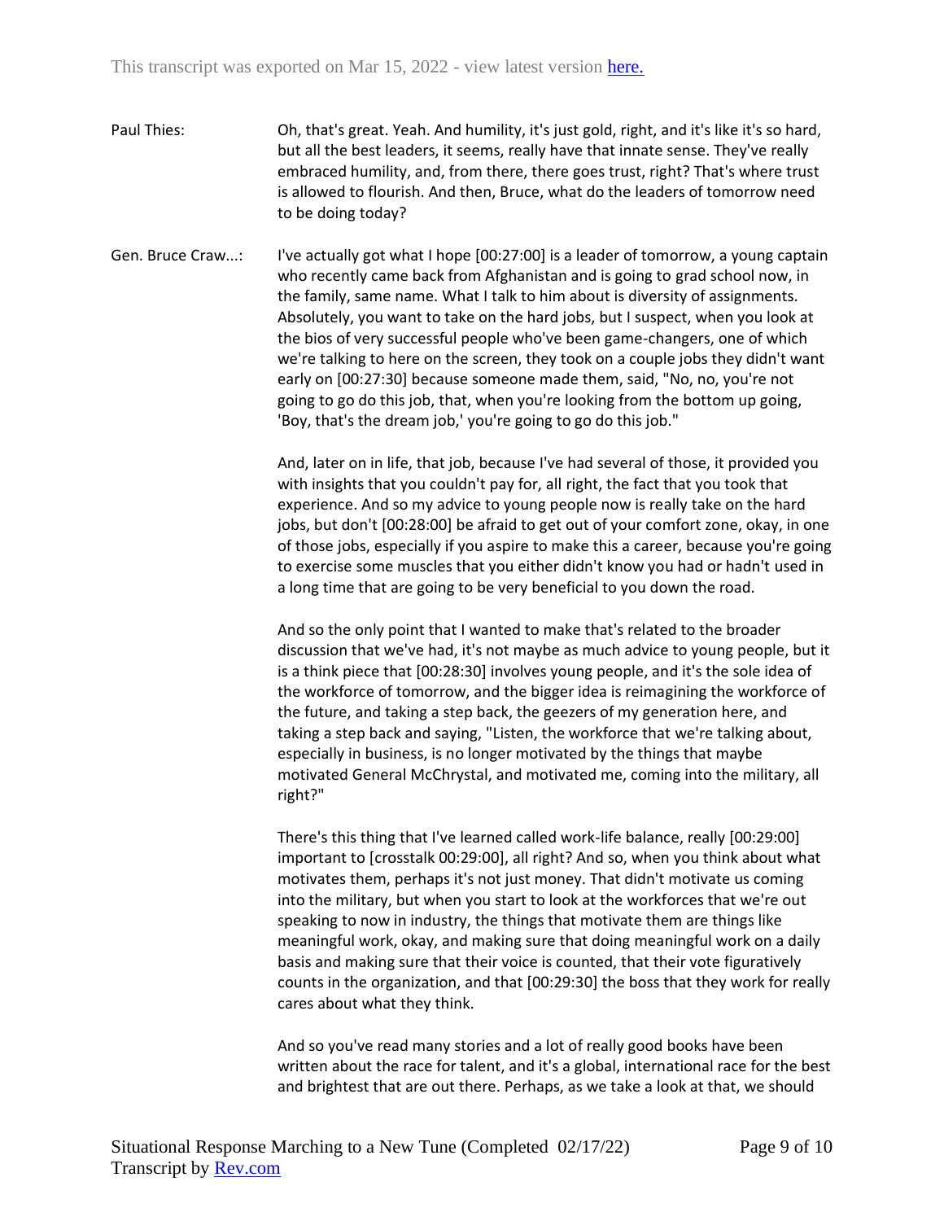Paul Thies: Oh, that's great. Yeah. And humility, it's just gold, right, and it's like it's so hard, but all the best leaders, it seems, really have that innate sense. They've really embraced humility, and, from there, there goes trust, right? That's where trust is allowed to flourish. And then, Bruce, what do the leaders of tomorrow need to be doing today?

Gen. Bruce Craw...: I've actually got what I hope [00:27:00] is a leader of tomorrow, a young captain who recently came back from Afghanistan and is going to grad school now, in the family, same name. What I talk to him about is diversity of assignments. Absolutely, you want to take on the hard jobs, but I suspect, when you look at the bios of very successful people who've been game-changers, one of which we're talking to here on the screen, they took on a couple jobs they didn't want early on [00:27:30] because someone made them, said, "No, no, you're not going to go do this job, that, when you're looking from the bottom up going, 'Boy, that's the dream job,' you're going to go do this job."

And, later on in life, that job, because I've had several of those, it provided you with insights that you couldn't pay for, all right, the fact that you took that experience. And so my advice to young people now is really take on the hard jobs, but don't [00:28:00] be afraid to get out of your comfort zone, okay, in one of those jobs, especially if you aspire to make this a career, because you're going to exercise some muscles that you either didn't know you had or hadn't used in a long time that are going to be very beneficial to you down the road.

And so the only point that I wanted to make that's related to the broader discussion that we've had, it's not maybe as much advice to young people, but it is a think piece that [00:28:30] involves young people, and it's the sole idea of the workforce of tomorrow, and the bigger idea is reimagining the workforce of the future, and taking a step back, the geezers of my generation here, and taking a step back and saying, "Listen, the workforce that we're talking about, especially in business, is no longer motivated by the things that maybe motivated General McChrystal, and motivated me, coming into the military, all right?"

There's this thing that I've learned called work-life balance, really [00:29:00] important to [crosstalk 00:29:00], all right? And so, when you think about what motivates them, perhaps it's not just money. That didn't motivate us coming into the military, but when you start to look at the workforces that we're out speaking to now in industry, the things that motivate them are things like meaningful work, okay, and making sure that doing meaningful work on a daily basis and making sure that their voice is counted, that their vote figuratively counts in the organization, and that [00:29:30] the boss that they work for really cares about what they think.

And so you've read many stories and a lot of really good books have been written about the race for talent, and it's a global, international race for the best and brightest that are out there. Perhaps, as we take a look at that, we should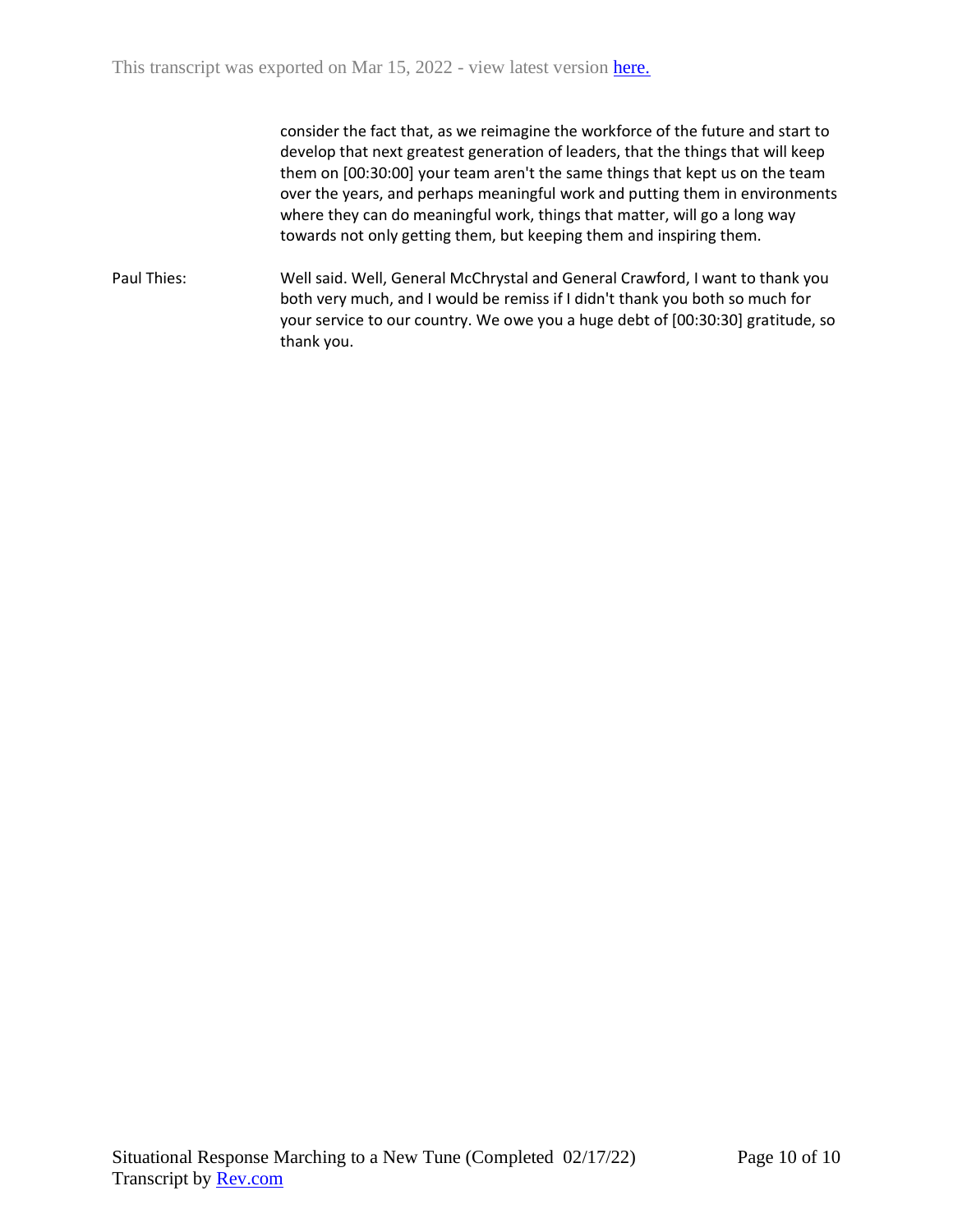consider the fact that, as we reimagine the workforce of the future and start to develop that next greatest generation of leaders, that the things that will keep them on [00:30:00] your team aren't the same things that kept us on the team over the years, and perhaps meaningful work and putting them in environments where they can do meaningful work, things that matter, will go a long way towards not only getting them, but keeping them and inspiring them.

Paul Thies: Well said. Well, General McChrystal and General Crawford, I want to thank you both very much, and I would be remiss if I didn't thank you both so much for your service to our country. We owe you a huge debt of [00:30:30] gratitude, so thank you.